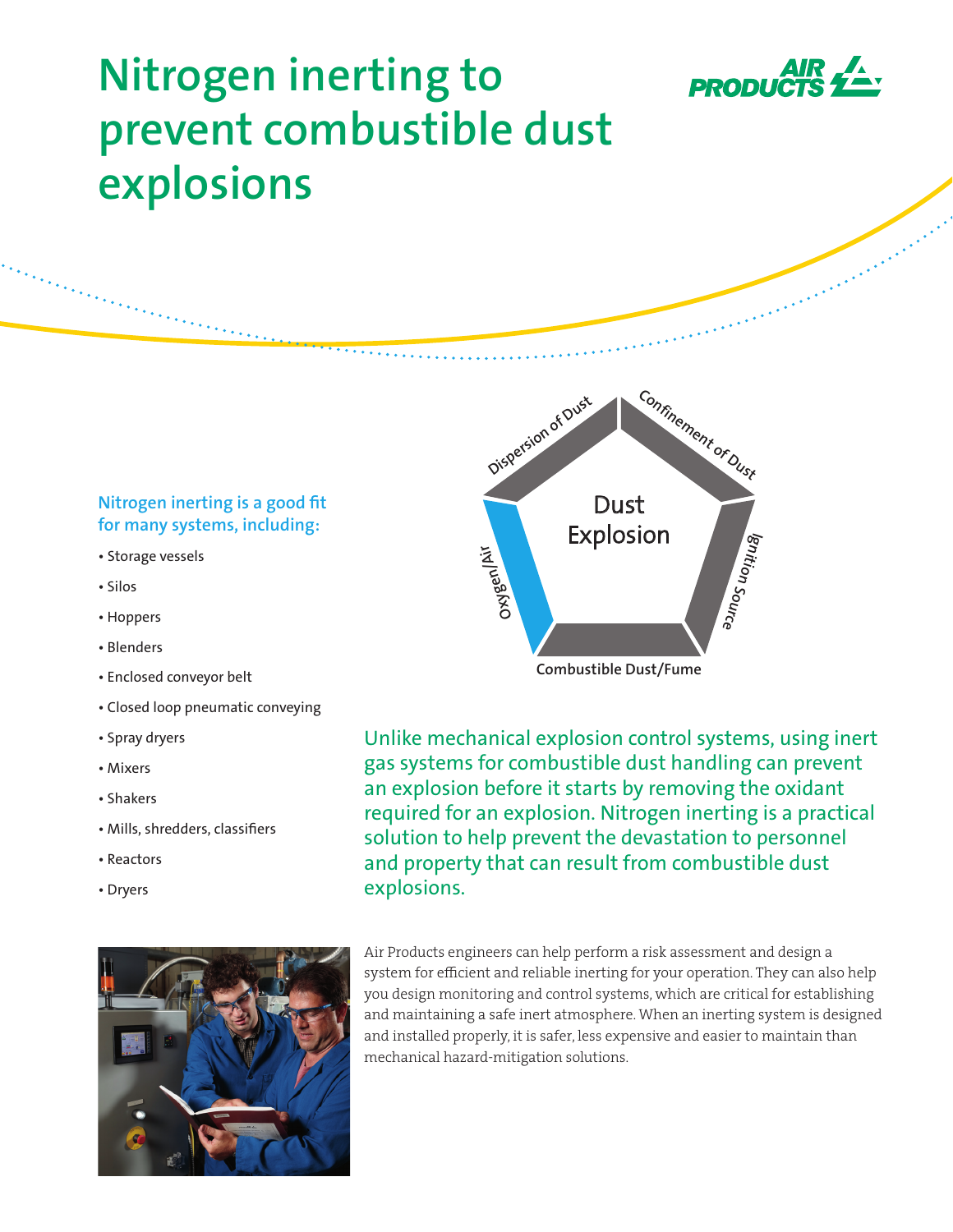# Nitrogen inerting to prevent combustible dust explosions

Dispersion of Dust

Confinement of Dust

Dust Explosion

Oxygen/Air

Ignition Source

Combustible Dust/Fume

**Nitrogen inerting is a good fit for many systems, including:**

- Storage vessels
- Silos
- Hoppers
- Blenders
- Enclosed conveyor belt
- Closed loop pneumatic conveying
- Spray dryers
- Mixers
- Shakers
- Mills, shredders, classifiers
- Reactors
- Dryers

Unlike mechanical explosion control systems, using inert gas systems for combustible dust handling can prevent an explosion before it starts by removing the oxidant required for an explosion. Nitrogen inerting is a practical solution to help prevent the devastation to personnel and property that can result from combustible dust explosions.

Air Products engineers can help perform a risk assessment and design a system for efficient and reliable inerting for your operation. They can also help you design monitoring and control systems, which are critical for establishing and maintaining a safe inert atmosphere. When an inerting system is designed and installed properly, it is safer, less expensive and easier to maintain than mechanical hazard-mitigation solutions.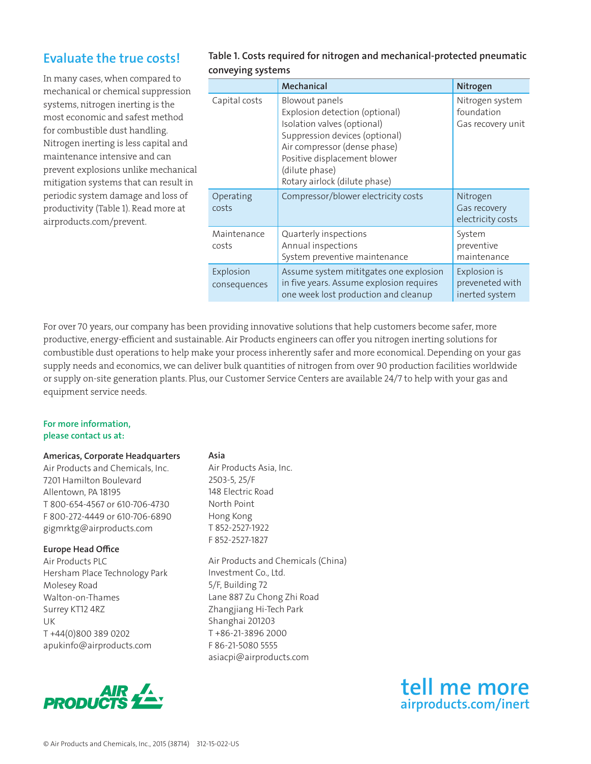## Evaluate the true costs!

In many cases, when compared to mechanical or chemical suppression systems, nitrogen inerting is the most economic and safest method for combustible dust handling. Nitrogen inerting is less capital and maintenance intensive and can prevent explosions unlike mechanical mitigation systems that can result in periodic system damage and loss of productivity (Table 1). Read more at airproducts.com/prevent.

**Table 1. Costs required for nitrogen and mechanical-protected pneumatic conveying systems**

| | Mechanical | Nitrogen |
|---|---|---|
| Capital costs | Blowout panels<br>Explosion detection (optional)<br>Isolation valves (optional)<br>Suppression devices (optional)<br>Air compressor (dense phase)<br>Positive displacement blower (dilute phase)<br>Rotary airlock (dilute phase) | Nitrogen system foundation<br>Gas recovery unit |
| Operating costs | Compressor/blower electricity costs | Nitrogen<br>Gas recovery electricity costs |
| Maintenance costs | Quarterly inspections<br>Annual inspections<br>System preventive maintenance | System preventive maintenance |
| Explosion consequences | Assume system mititgates one explosion in five years. Assume explosion requires one week lost production and cleanup | Explosion is preveneted with inerted system |

For over 70 years, our company has been providing innovative solutions that help customers become safer, more productive, energy-efficient and sustainable. Air Products engineers can offer you nitrogen inerting solutions for combustible dust operations to help make your process inherently safer and more economical. Depending on your gas supply needs and economics, we can deliver bulk quantities of nitrogen from over 90 production facilities worldwide or supply on-site generation plants. Plus, our Customer Service Centers are available 24/7 to help with your gas and equipment service needs.

**For more information, please contact us at:**

**Americas, Corporate Headquarters**
Air Products and Chemicals, Inc.
7201 Hamilton Boulevard
Allentown, PA 18195
T 800-654-4567 or 610-706-4730
F 800-272-4449 or 610-706-6890
gigmrktg@airproducts.com

**Europe Head Office**
Air Products PLC
Hersham Place Technology Park
Molesey Road
Walton-on-Thames
Surrey KT12 4RZ
UK
T +44(0)800 389 0202
apukinfo@airproducts.com

**Asia**
Air Products Asia, Inc.
2503-5, 25/F
148 Electric Road
North Point
Hong Kong
T 852-2527-1922
F 852-2527-1827

Air Products and Chemicals (China) Investment Co., Ltd.
5/F, Building 72
Lane 887 Zu Chong Zhi Road
Zhangjiang Hi-Tech Park
Shanghai 201203
T +86-21-3896 2000
F 86-21-5080 5555
asiacpi@airproducts.com

AIR PRODUCTS

**tell me more**
**airproducts.com/inert**

© Air Products and Chemicals, Inc., 2015 (38714) 312-15-022-US